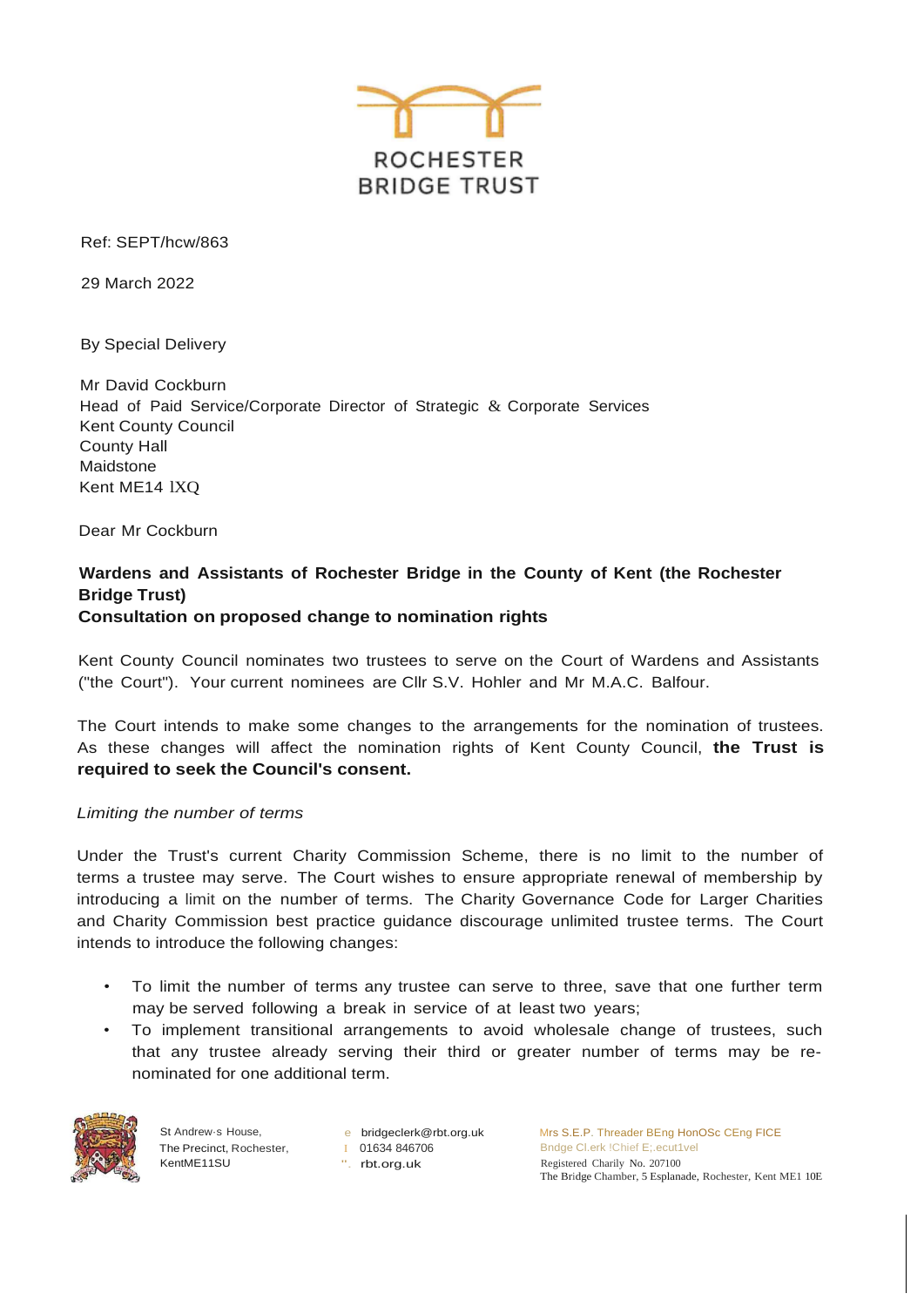ROCHESTER BRIDGE TRUST

Ref: SEPT/hcw/863

29 March 2022

By Special Delivery

Mr David Cockburn
Head of Paid Service/Corporate Director of Strategic & Corporate Services
Kent County Council
County Hall
Maidstone
Kent ME14 IXQ

Dear Mr Cockburn

**Wardens and Assistants of Rochester Bridge in the County of Kent (the Rochester Bridge Trust)**
**Consultation on proposed change to nomination rights**

Kent County Council nominates two trustees to serve on the Court of Wardens and Assistants ("the Court"). Your current nominees are Cllr S.V. Hohler and Mr M.A.C. Balfour.

The Court intends to make some changes to the arrangements for the nomination of trustees. As these changes will affect the nomination rights of Kent County Council, **the Trust is required to seek the Council's consent.**

*Limiting the number of terms*

Under the Trust's current Charity Commission Scheme, there is no limit to the number of terms a trustee may serve. The Court wishes to ensure appropriate renewal of membership by introducing a limit on the number of terms. The Charity Governance Code for Larger Charities and Charity Commission best practice guidance discourage unlimited trustee terms. The Court intends to introduce the following changes:

- To limit the number of terms any trustee can serve to three, save that one further term may be served following a break in service of at least two years;
- To implement transitional arrangements to avoid wholesale change of trustees, such that any trustee already serving their third or greater number of terms may be re-nominated for one additional term.

St Andrew-s House,
The Precinct, Rochester,
KentME11SU

e bridgeclerk@rbt.org.uk
t 01634 846706
w rbt.org.uk

Mrs S.E.P. Threader BEng HonOSc CEng FICE
Bndge Cl.erk !Chief E;.ecut1vel
Registered Charily No. 207100
The Bridge Chamber, 5 Esplanade, Rochester, Kent ME1 10E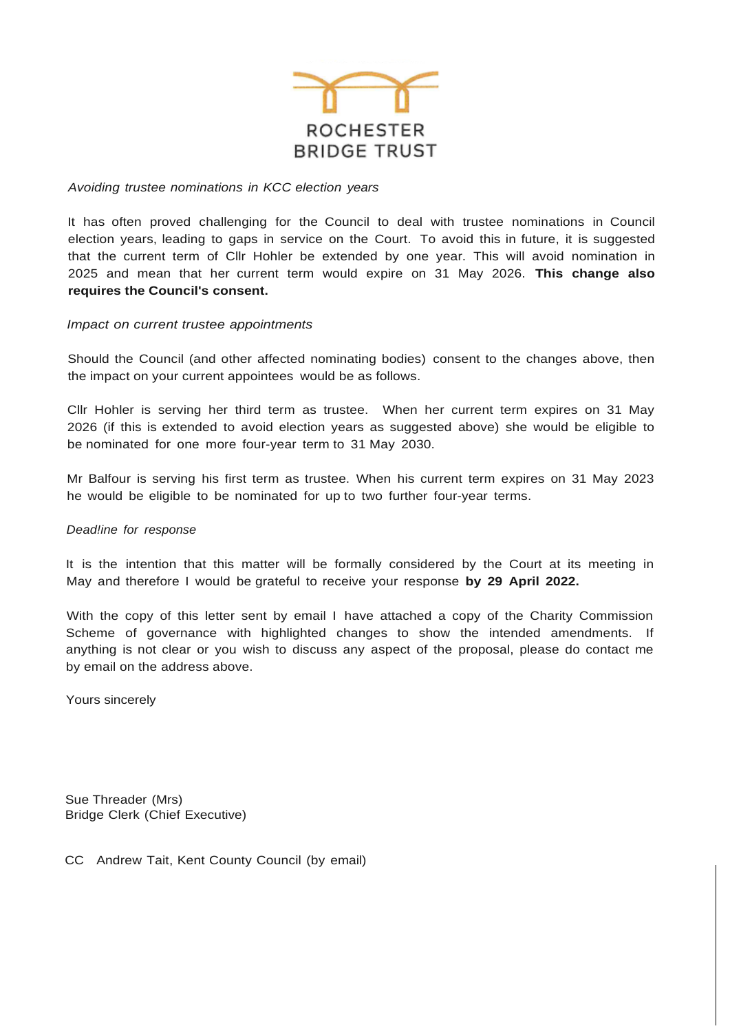ROCHESTER
BRIDGE TRUST

*Avoiding trustee nominations in KCC election years*

It has often proved challenging for the Council to deal with trustee nominations in Council election years, leading to gaps in service on the Court. To avoid this in future, it is suggested that the current term of Cllr Hohler be extended by one year. This will avoid nomination in 2025 and mean that her current term would expire on 31 May 2026. **This change also requires the Council's consent.**

*Impact on current trustee appointments*

Should the Council (and other affected nominating bodies) consent to the changes above, then the impact on your current appointees would be as follows.

Cllr Hohler is serving her third term as trustee. When her current term expires on 31 May 2026 (if this is extended to avoid election years as suggested above) she would be eligible to be nominated for one more four-year term to 31 May 2030.

Mr Balfour is serving his first term as trustee. When his current term expires on 31 May 2023 he would be eligible to be nominated for up to two further four-year terms.

*Dead!ine for response*

It is the intention that this matter will be formally considered by the Court at its meeting in May and therefore I would be grateful to receive your response **by 29 April 2022.**

With the copy of this letter sent by email I have attached a copy of the Charity Commission Scheme of governance with highlighted changes to show the intended amendments. If anything is not clear or you wish to discuss any aspect of the proposal, please do contact me by email on the address above.

Yours sincerely

Sue Threader (Mrs)
Bridge Clerk (Chief Executive)

CC Andrew Tait, Kent County Council (by email)